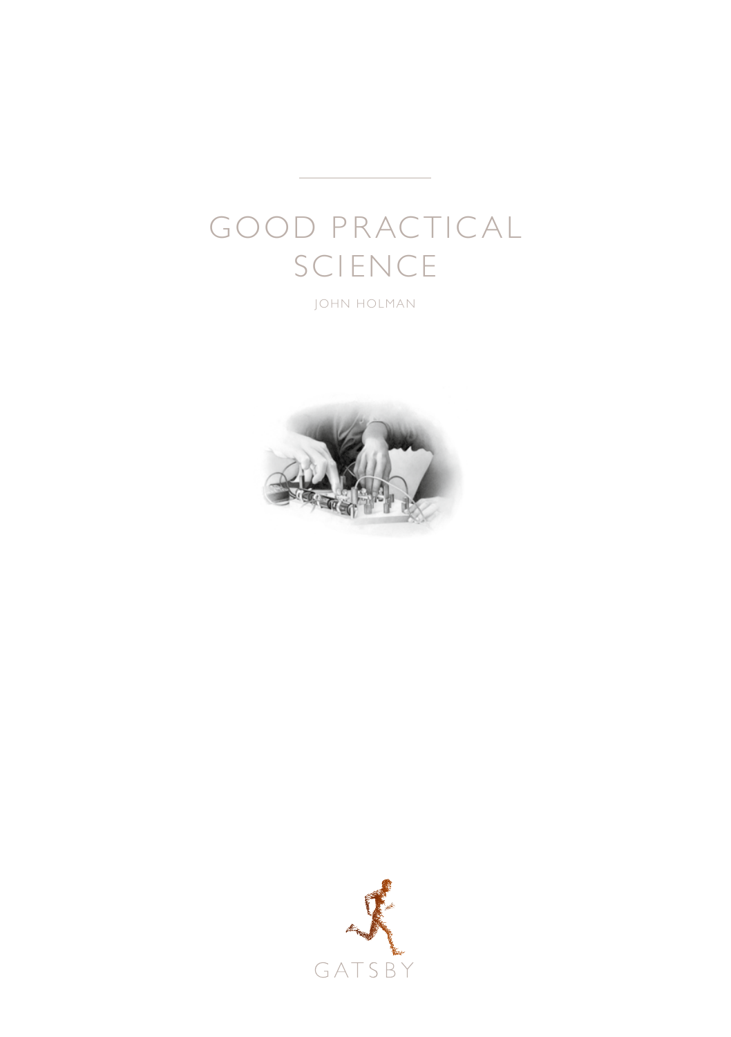# GOOD PRACTICAL SCIENCE

JOHN HOLMAN

GATSBY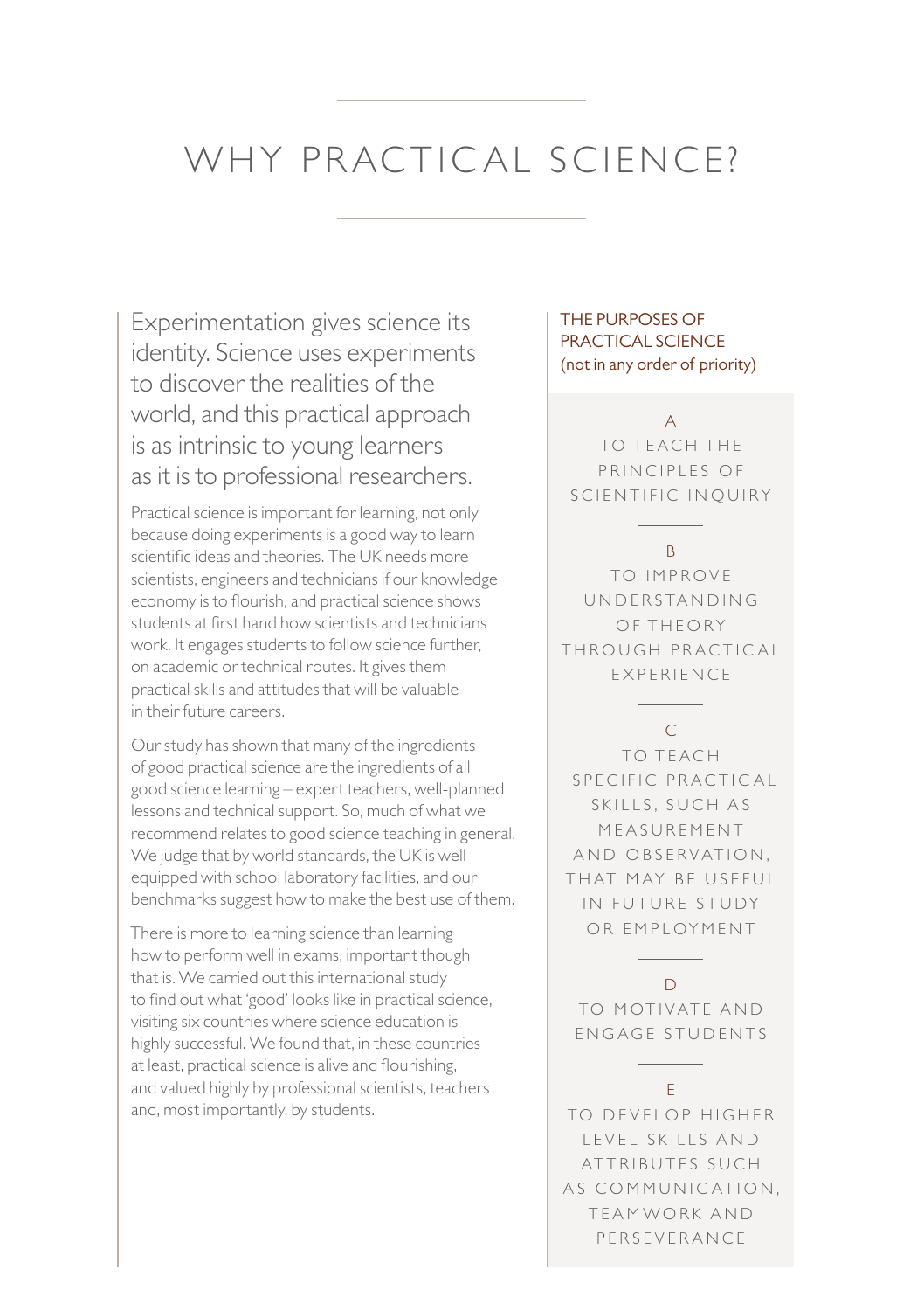# WHY PRACTICAL SCIENCE?

Experimentation gives science its identity. Science uses experiments to discover the realities of the world, and this practical approach is as intrinsic to young learners as it is to professional researchers.

Practical science is important for learning, not only because doing experiments is a good way to learn scientific ideas and theories. The UK needs more scientists, engineers and technicians if our knowledge economy is to flourish, and practical science shows students at first hand how scientists and technicians work. It engages students to follow science further, on academic or technical routes. It gives them practical skills and attitudes that will be valuable in their future careers.

Our study has shown that many of the ingredients of good practical science are the ingredients of all good science learning – expert teachers, well-planned lessons and technical support. So, much of what we recommend relates to good science teaching in general. We judge that by world standards, the UK is well equipped with school laboratory facilities, and our benchmarks suggest how to make the best use of them.

There is more to learning science than learning how to perform well in exams, important though that is. We carried out this international study to find out what 'good' looks like in practical science, visiting six countries where science education is highly successful. We found that, in these countries at least, practical science is alive and flourishing, and valued highly by professional scientists, teachers and, most importantly, by students.

## THE PURPOSES OF PRACTICAL SCIENCE

(not in any order of priority)

**A**
TO TEACH THE PRINCIPLES OF SCIENTIFIC INQUIRY

**B**
TO IMPROVE UNDERSTANDING OF THEORY THROUGH PRACTICAL EXPERIENCE

**C**
TO TEACH SPECIFIC PRACTICAL SKILLS, SUCH AS MEASUREMENT AND OBSERVATION, THAT MAY BE USEFUL IN FUTURE STUDY OR EMPLOYMENT

**D**
TO MOTIVATE AND ENGAGE STUDENTS

**E**
TO DEVELOP HIGHER LEVEL SKILLS AND ATTRIBUTES SUCH AS COMMUNICATION, TEAMWORK AND PERSEVERANCE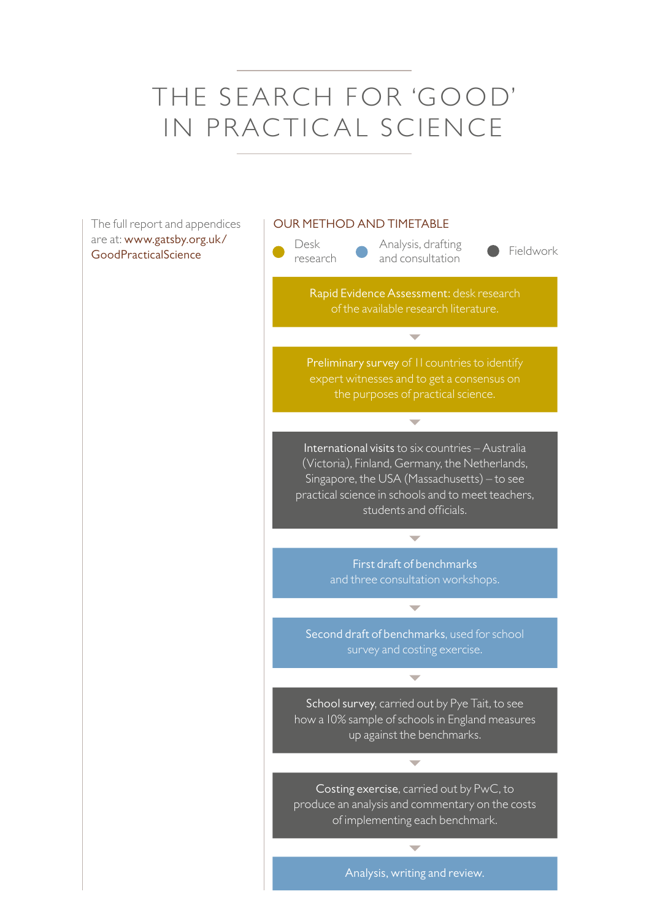# THE SEARCH FOR 'GOOD' IN PRACTICAL SCIENCE

The full report and appendices are at: www.gatsby.org.uk/GoodPracticalScience

## OUR METHOD AND TIMETABLE

Desk research | Analysis, drafting and consultation | Fieldwork

**Rapid Evidence Assessment:** desk research of the available research literature.

**Preliminary survey** of 11 countries to identify expert witnesses and to get a consensus on the purposes of practical science.

**International visits** to six countries – Australia (Victoria), Finland, Germany, the Netherlands, Singapore, the USA (Massachusetts) – to see practical science in schools and to meet teachers, students and officials.

**First draft of benchmarks** and three consultation workshops.

**Second draft of benchmarks**, used for school survey and costing exercise.

**School survey**, carried out by Pye Tait, to see how a 10% sample of schools in England measures up against the benchmarks.

**Costing exercise**, carried out by PwC, to produce an analysis and commentary on the costs of implementing each benchmark.

**Analysis, writing and review.**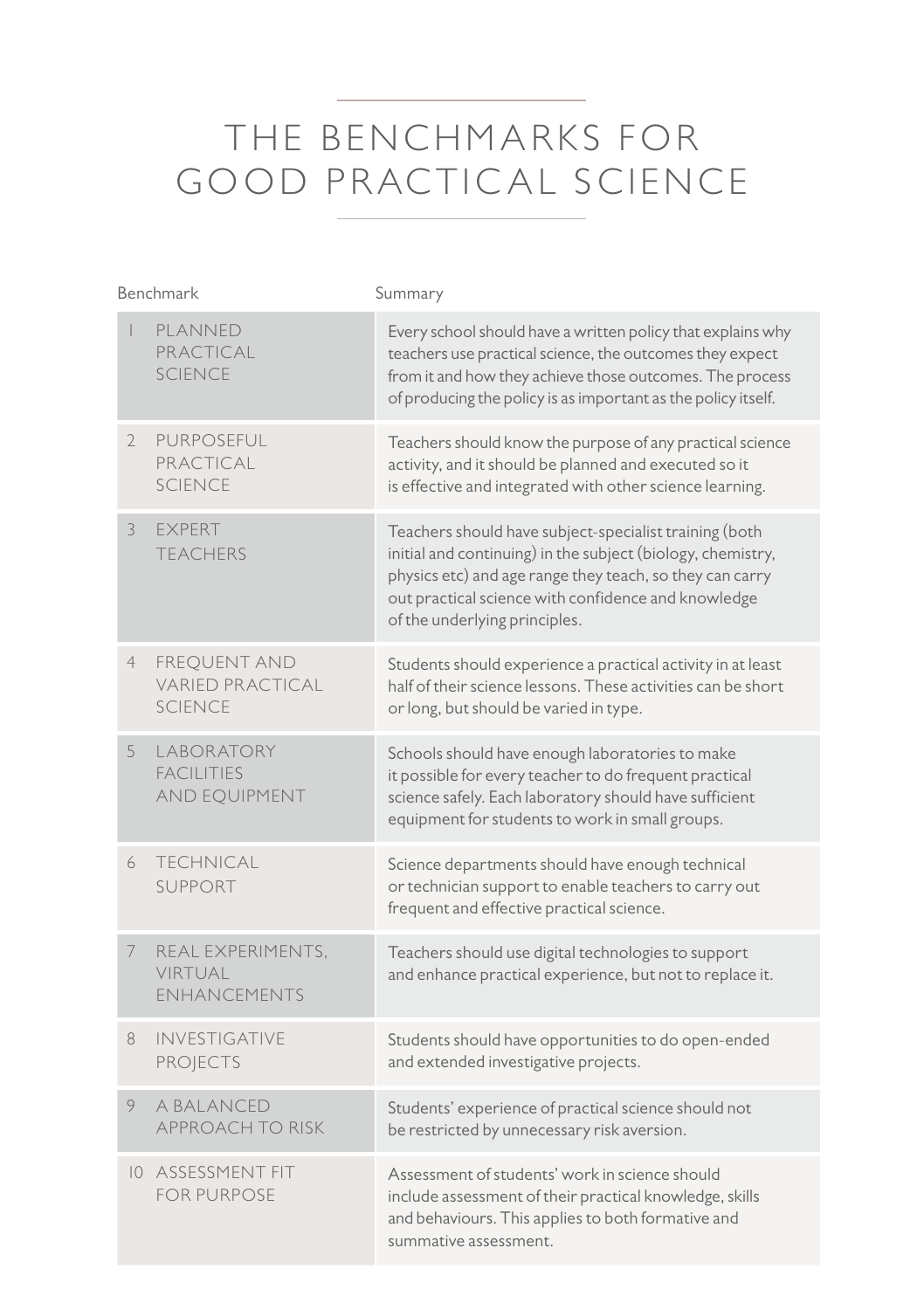# THE BENCHMARKS FOR GOOD PRACTICAL SCIENCE

| Benchmark | | Summary |
|---|---|---|
| 1 | PLANNED PRACTICAL SCIENCE | Every school should have a written policy that explains why teachers use practical science, the outcomes they expect from it and how they achieve those outcomes. The process of producing the policy is as important as the policy itself. |
| 2 | PURPOSEFUL PRACTICAL SCIENCE | Teachers should know the purpose of any practical science activity, and it should be planned and executed so it is effective and integrated with other science learning. |
| 3 | EXPERT TEACHERS | Teachers should have subject-specialist training (both initial and continuing) in the subject (biology, chemistry, physics etc) and age range they teach, so they can carry out practical science with confidence and knowledge of the underlying principles. |
| 4 | FREQUENT AND VARIED PRACTICAL SCIENCE | Students should experience a practical activity in at least half of their science lessons. These activities can be short or long, but should be varied in type. |
| 5 | LABORATORY FACILITIES AND EQUIPMENT | Schools should have enough laboratories to make it possible for every teacher to do frequent practical science safely. Each laboratory should have sufficient equipment for students to work in small groups. |
| 6 | TECHNICAL SUPPORT | Science departments should have enough technical or technician support to enable teachers to carry out frequent and effective practical science. |
| 7 | REAL EXPERIMENTS, VIRTUAL ENHANCEMENTS | Teachers should use digital technologies to support and enhance practical experience, but not to replace it. |
| 8 | INVESTIGATIVE PROJECTS | Students should have opportunities to do open-ended and extended investigative projects. |
| 9 | A BALANCED APPROACH TO RISK | Students' experience of practical science should not be restricted by unnecessary risk aversion. |
| 10 | ASSESSMENT FIT FOR PURPOSE | Assessment of students' work in science should include assessment of their practical knowledge, skills and behaviours. This applies to both formative and summative assessment. |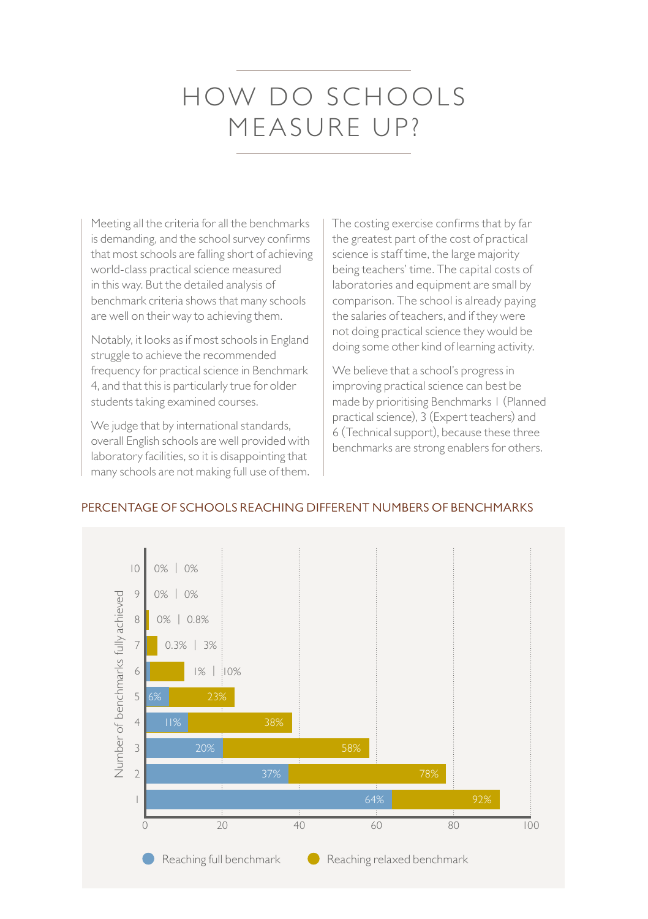# HOW DO SCHOOLS MEASURE UP?

Meeting all the criteria for all the benchmarks is demanding, and the school survey confirms that most schools are falling short of achieving world-class practical science measured in this way. But the detailed analysis of benchmark criteria shows that many schools are well on their way to achieving them.

Notably, it looks as if most schools in England struggle to achieve the recommended frequency for practical science in Benchmark 4, and that this is particularly true for older students taking examined courses.

We judge that by international standards, overall English schools are well provided with laboratory facilities, so it is disappointing that many schools are not making full use of them.

The costing exercise confirms that by far the greatest part of the cost of practical science is staff time, the large majority being teachers' time. The capital costs of laboratories and equipment are small by comparison. The school is already paying the salaries of teachers, and if they were not doing practical science they would be doing some other kind of learning activity.

We believe that a school's progress in improving practical science can best be made by prioritising Benchmarks 1 (Planned practical science), 3 (Expert teachers) and 6 (Technical support), because these three benchmarks are strong enablers for others.

## PERCENTAGE OF SCHOOLS REACHING DIFFERENT NUMBERS OF BENCHMARKS

| Number of benchmarks fully achieved | Reaching full benchmark | Reaching relaxed benchmark |
|---|---|---|
| 10 | 0% | 0% |
| 9 | 0% | 0% |
| 8 | 0% | 0.8% |
| 7 | 0.3% | 3% |
| 6 | 1% | 10% |
| 5 | 6% | 23% |
| 4 | 11% | 38% |
| 3 | 20% | 58% |
| 2 | 37% | 78% |
| 1 | 64% | 92% |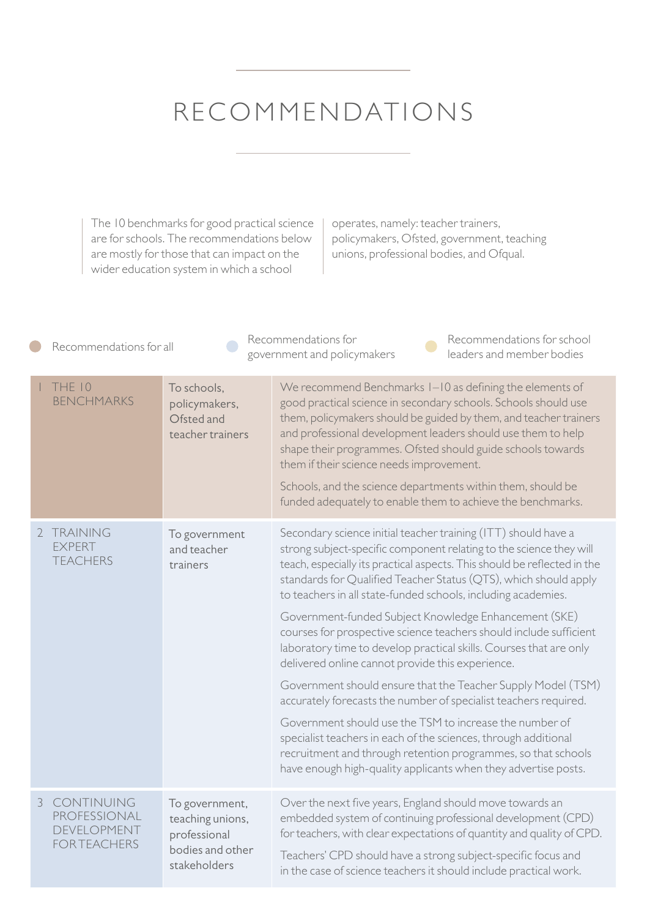# RECOMMENDATIONS

The 10 benchmarks for good practical science are for schools. The recommendations below are mostly for those that can impact on the wider education system in which a school operates, namely: teacher trainers, policymakers, Ofsted, government, teaching unions, professional bodies, and Ofqual.

- Recommendations for all
- Recommendations for government and policymakers
- Recommendations for school leaders and member bodies

| Recommendation | To | Details |
|---|---|---|
| 1 THE 10 BENCHMARKS | To schools, policymakers, Ofsted and teacher trainers | We recommend Benchmarks 1–10 as defining the elements of good practical science in secondary schools. Schools should use them, policymakers should be guided by them, and teacher trainers and professional development leaders should use them to help shape their programmes. Ofsted should guide schools towards them if their science needs improvement.<br><br>Schools, and the science departments within them, should be funded adequately to enable them to achieve the benchmarks. |
| 2 TRAINING EXPERT TEACHERS | To government and teacher trainers | Secondary science initial teacher training (ITT) should have a strong subject-specific component relating to the science they will teach, especially its practical aspects. This should be reflected in the standards for Qualified Teacher Status (QTS), which should apply to teachers in all state-funded schools, including academies.<br><br>Government-funded Subject Knowledge Enhancement (SKE) courses for prospective science teachers should include sufficient laboratory time to develop practical skills. Courses that are only delivered online cannot provide this experience.<br><br>Government should ensure that the Teacher Supply Model (TSM) accurately forecasts the number of specialist teachers required.<br><br>Government should use the TSM to increase the number of specialist teachers in each of the sciences, through additional recruitment and through retention programmes, so that schools have enough high-quality applicants when they advertise posts. |
| 3 CONTINUING PROFESSIONAL DEVELOPMENT FOR TEACHERS | To government, teaching unions, professional bodies and other stakeholders | Over the next five years, England should move towards an embedded system of continuing professional development (CPD) for teachers, with clear expectations of quantity and quality of CPD.<br><br>Teachers' CPD should have a strong subject-specific focus and in the case of science teachers it should include practical work. |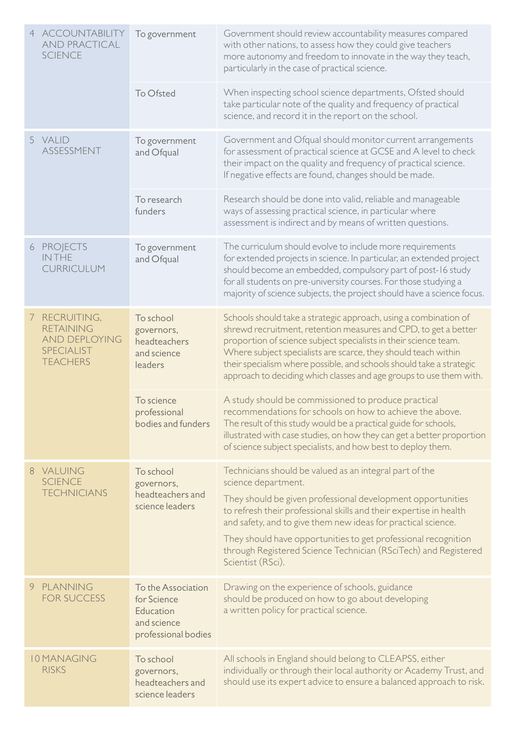| | | |
|---|---|---|
| 4 ACCOUNTABILITY AND PRACTICAL SCIENCE | To government | Government should review accountability measures compared with other nations, to assess how they could give teachers more autonomy and freedom to innovate in the way they teach, particularly in the case of practical science. |
| | To Ofsted | When inspecting school science departments, Ofsted should take particular note of the quality and frequency of practical science, and record it in the report on the school. |
| 5 VALID ASSESSMENT | To government and Ofqual | Government and Ofqual should monitor current arrangements for assessment of practical science at GCSE and A level to check their impact on the quality and frequency of practical science. If negative effects are found, changes should be made. |
| | To research funders | Research should be done into valid, reliable and manageable ways of assessing practical science, in particular where assessment is indirect and by means of written questions. |
| 6 PROJECTS IN THE CURRICULUM | To government and Ofqual | The curriculum should evolve to include more requirements for extended projects in science. In particular, an extended project should become an embedded, compulsory part of post-16 study for all students on pre-university courses. For those studying a majority of science subjects, the project should have a science focus. |
| 7 RECRUITING, RETAINING AND DEPLOYING SPECIALIST TEACHERS | To school governors, headteachers and science leaders | Schools should take a strategic approach, using a combination of shrewd recruitment, retention measures and CPD, to get a better proportion of science subject specialists in their science team. Where subject specialists are scarce, they should teach within their specialism where possible, and schools should take a strategic approach to deciding which classes and age groups to use them with. |
| | To science professional bodies and funders | A study should be commissioned to produce practical recommendations for schools on how to achieve the above. The result of this study would be a practical guide for schools, illustrated with case studies, on how they can get a better proportion of science subject specialists, and how best to deploy them. |
| 8 VALUING SCIENCE TECHNICIANS | To school governors, headteachers and science leaders | Technicians should be valued as an integral part of the science department.<br><br>They should be given professional development opportunities to refresh their professional skills and their expertise in health and safety, and to give them new ideas for practical science.<br><br>They should have opportunities to get professional recognition through Registered Science Technician (RSciTech) and Registered Scientist (RSci). |
| 9 PLANNING FOR SUCCESS | To the Association for Science Education and science professional bodies | Drawing on the experience of schools, guidance should be produced on how to go about developing a written policy for practical science. |
| 10 MANAGING RISKS | To school governors, headteachers and science leaders | All schools in England should belong to CLEAPSS, either individually or through their local authority or Academy Trust, and should use its expert advice to ensure a balanced approach to risk. |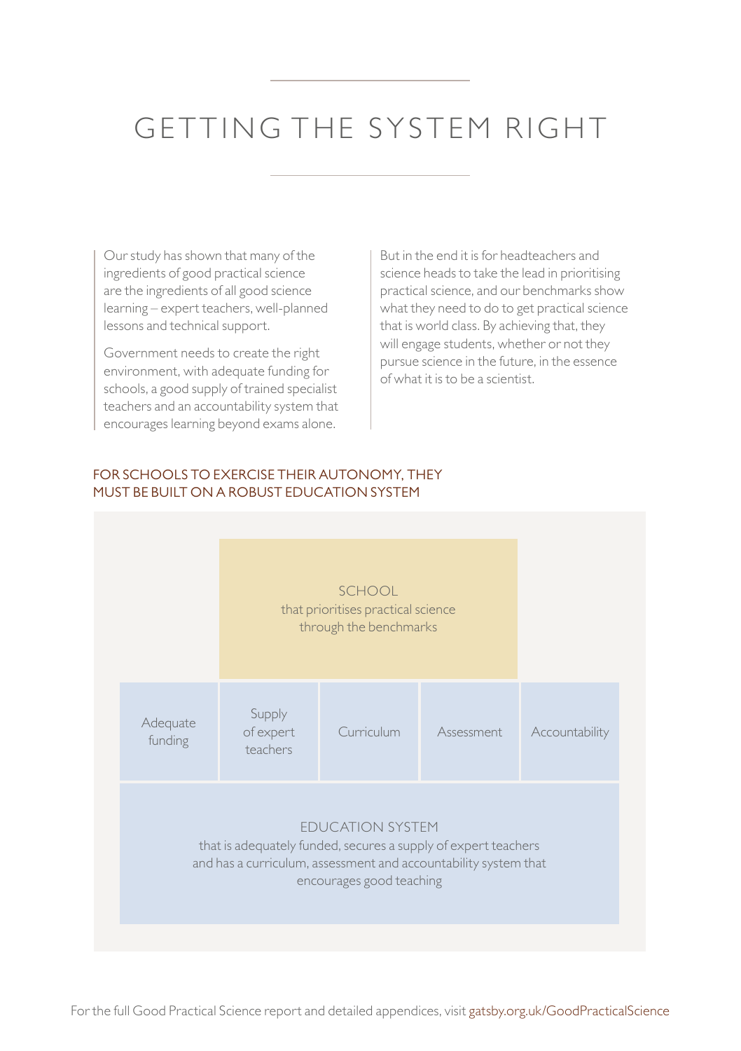# GETTING THE SYSTEM RIGHT

Our study has shown that many of the ingredients of good practical science are the ingredients of all good science learning – expert teachers, well-planned lessons and technical support.

Government needs to create the right environment, with adequate funding for schools, a good supply of trained specialist teachers and an accountability system that encourages learning beyond exams alone.

But in the end it is for headteachers and science heads to take the lead in prioritising practical science, and our benchmarks show what they need to do to get practical science that is world class. By achieving that, they will engage students, whether or not they pursue science in the future, in the essence of what it is to be a scientist.

## FOR SCHOOLS TO EXERCISE THEIR AUTONOMY, THEY MUST BE BUILT ON A ROBUST EDUCATION SYSTEM

SCHOOL
that prioritises practical science through the benchmarks

Adequate funding

Supply of expert teachers

Curriculum

Assessment

Accountability

EDUCATION SYSTEM
that is adequately funded, secures a supply of expert teachers and has a curriculum, assessment and accountability system that encourages good teaching

For the full Good Practical Science report and detailed appendices, visit gatsby.org.uk/GoodPracticalScience